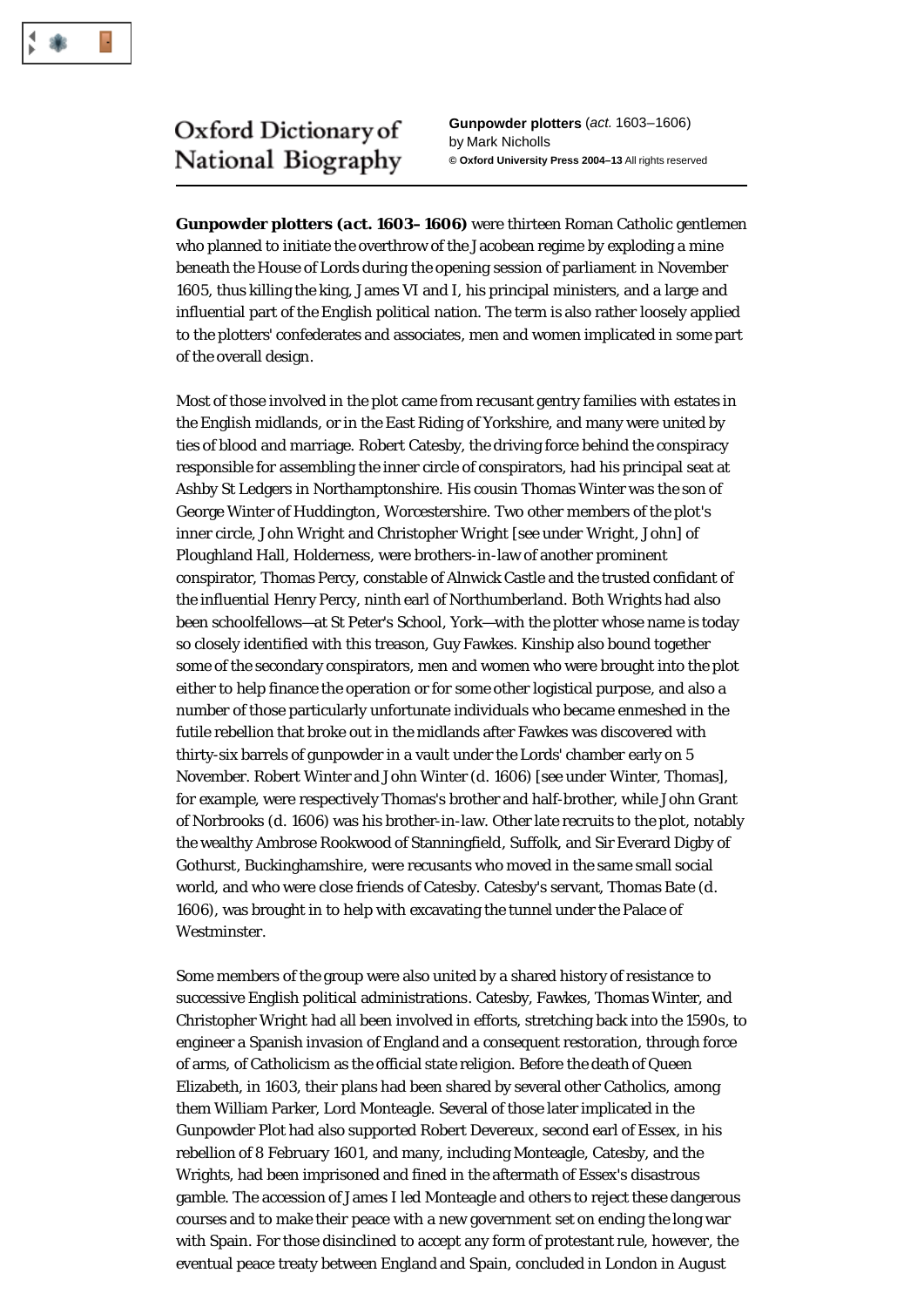Oxford Dictionary of National Biography

**Gunpowder plotters** (*act.* 1603–1606)
by Mark Nicholls
**© Oxford University Press 2004–13** All rights reserved

---

**Gunpowder plotters (*act.* 1603–1606)** were thirteen Roman Catholic gentlemen who planned to initiate the overthrow of the Jacobean regime by exploding a mine beneath the House of Lords during the opening session of parliament in November 1605, thus killing the king, James VI and I, his principal ministers, and a large and influential part of the English political nation. The term is also rather loosely applied to the plotters' confederates and associates, men and women implicated in some part of the overall design.

Most of those involved in the plot came from recusant gentry families with estates in the English midlands, or in the East Riding of Yorkshire, and many were united by ties of blood and marriage. Robert Catesby, the driving force behind the conspiracy responsible for assembling the inner circle of conspirators, had his principal seat at Ashby St Ledgers in Northamptonshire. His cousin Thomas Winter was the son of George Winter of Huddington, Worcestershire. Two other members of the plot's inner circle, John Wright and Christopher Wright [see under Wright, John] of Ploughland Hall, Holderness, were brothers-in-law of another prominent conspirator, Thomas Percy, constable of Alnwick Castle and the trusted confidant of the influential Henry Percy, ninth earl of Northumberland. Both Wrights had also been schoolfellows—at St Peter's School, York—with the plotter whose name is today so closely identified with this treason, Guy Fawkes. Kinship also bound together some of the secondary conspirators, men and women who were brought into the plot either to help finance the operation or for some other logistical purpose, and also a number of those particularly unfortunate individuals who became enmeshed in the futile rebellion that broke out in the midlands after Fawkes was discovered with thirty-six barrels of gunpowder in a vault under the Lords' chamber early on 5 November. Robert Winter and John Winter (*d.* 1606) [see under Winter, Thomas], for example, were respectively Thomas's brother and half-brother, while John Grant of Norbrooks (*d.* 1606) was his brother-in-law. Other late recruits to the plot, notably the wealthy Ambrose Rookwood of Stanningfield, Suffolk, and Sir Everard Digby of Gothurst, Buckinghamshire, were recusants who moved in the same small social world, and who were close friends of Catesby. Catesby's servant, Thomas Bate (*d.* 1606), was brought in to help with excavating the tunnel under the Palace of Westminster.

Some members of the group were also united by a shared history of resistance to successive English political administrations. Catesby, Fawkes, Thomas Winter, and Christopher Wright had all been involved in efforts, stretching back into the 1590s, to engineer a Spanish invasion of England and a consequent restoration, through force of arms, of Catholicism as the official state religion. Before the death of Queen Elizabeth, in 1603, their plans had been shared by several other Catholics, among them William Parker, Lord Monteagle. Several of those later implicated in the Gunpowder Plot had also supported Robert Devereux, second earl of Essex, in his rebellion of 8 February 1601, and many, including Monteagle, Catesby, and the Wrights, had been imprisoned and fined in the aftermath of Essex's disastrous gamble. The accession of James I led Monteagle and others to reject these dangerous courses and to make their peace with a new government set on ending the long war with Spain. For those disinclined to accept any form of protestant rule, however, the eventual peace treaty between England and Spain, concluded in London in August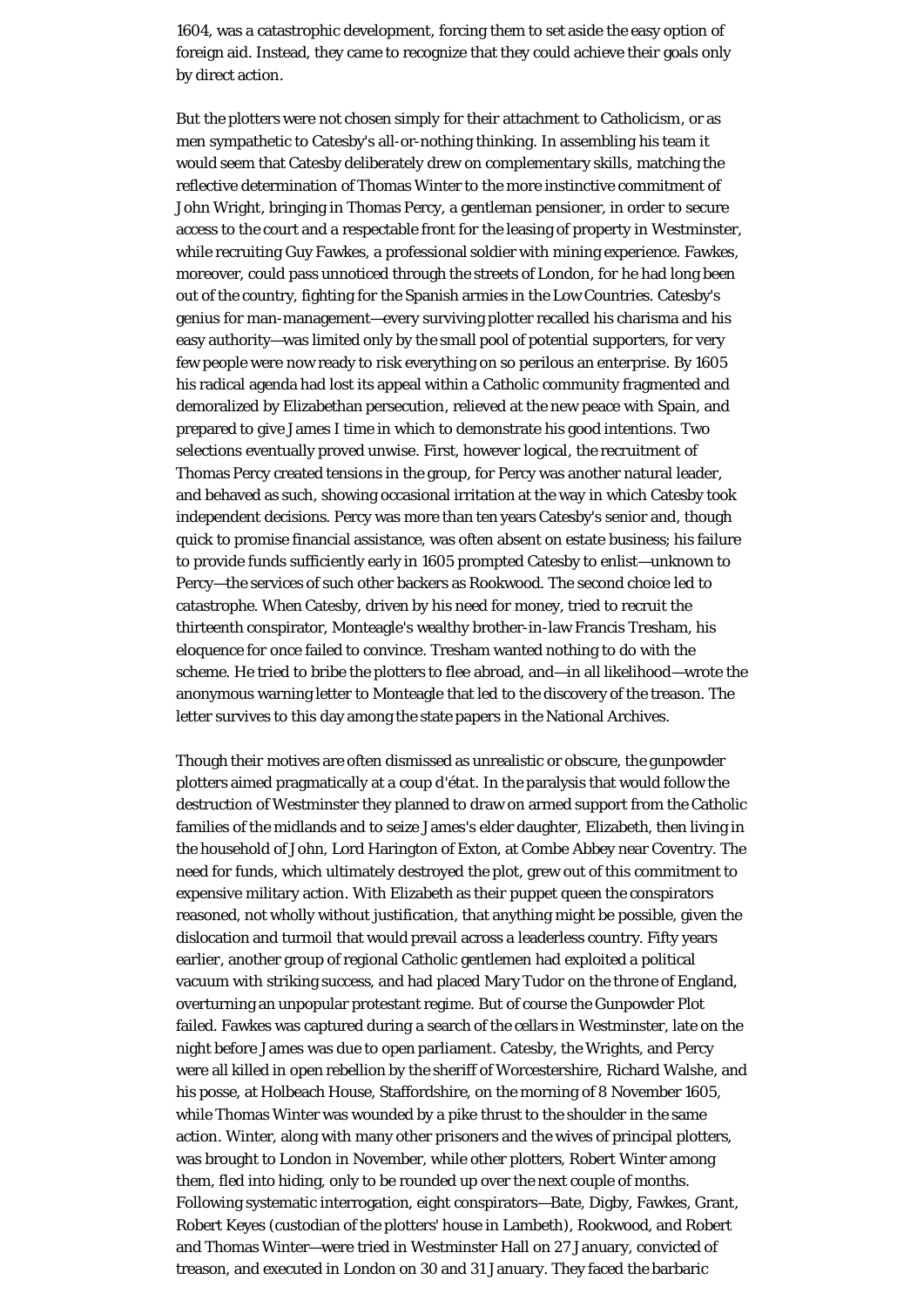1604, was a catastrophic development, forcing them to set aside the easy option of foreign aid. Instead, they came to recognize that they could achieve their goals only by direct action.

But the plotters were not chosen simply for their attachment to Catholicism, or as men sympathetic to Catesby's all-or-nothing thinking. In assembling his team it would seem that Catesby deliberately drew on complementary skills, matching the reflective determination of Thomas Winter to the more instinctive commitment of John Wright, bringing in Thomas Percy, a gentleman pensioner, in order to secure access to the court and a respectable front for the leasing of property in Westminster, while recruiting Guy Fawkes, a professional soldier with mining experience. Fawkes, moreover, could pass unnoticed through the streets of London, for he had long been out of the country, fighting for the Spanish armies in the Low Countries. Catesby's genius for man-management—every surviving plotter recalled his charisma and his easy authority—was limited only by the small pool of potential supporters, for very few people were now ready to risk everything on so perilous an enterprise. By 1605 his radical agenda had lost its appeal within a Catholic community fragmented and demoralized by Elizabethan persecution, relieved at the new peace with Spain, and prepared to give James I time in which to demonstrate his good intentions. Two selections eventually proved unwise. First, however logical, the recruitment of Thomas Percy created tensions in the group, for Percy was another natural leader, and behaved as such, showing occasional irritation at the way in which Catesby took independent decisions. Percy was more than ten years Catesby's senior and, though quick to promise financial assistance, was often absent on estate business; his failure to provide funds sufficiently early in 1605 prompted Catesby to enlist—unknown to Percy—the services of such other backers as Rookwood. The second choice led to catastrophe. When Catesby, driven by his need for money, tried to recruit the thirteenth conspirator, Monteagle's wealthy brother-in-law Francis Tresham, his eloquence for once failed to convince. Tresham wanted nothing to do with the scheme. He tried to bribe the plotters to flee abroad, and—in all likelihood—wrote the anonymous warning letter to Monteagle that led to the discovery of the treason. The letter survives to this day among the state papers in the National Archives.

Though their motives are often dismissed as unrealistic or obscure, the gunpowder plotters aimed pragmatically at a *coup d'état*. In the paralysis that would follow the destruction of Westminster they planned to draw on armed support from the Catholic families of the midlands and to seize James's elder daughter, Elizabeth, then living in the household of John, Lord Harington of Exton, at Combe Abbey near Coventry. The need for funds, which ultimately destroyed the plot, grew out of this commitment to expensive military action. With Elizabeth as their puppet queen the conspirators reasoned, not wholly without justification, that anything might be possible, given the dislocation and turmoil that would prevail across a leaderless country. Fifty years earlier, another group of regional Catholic gentlemen had exploited a political vacuum with striking success, and had placed Mary Tudor on the throne of England, overturning an unpopular protestant regime. But of course the Gunpowder Plot failed. Fawkes was captured during a search of the cellars in Westminster, late on the night before James was due to open parliament. Catesby, the Wrights, and Percy were all killed in open rebellion by the sheriff of Worcestershire, Richard Walshe, and his posse, at Holbeach House, Staffordshire, on the morning of 8 November 1605, while Thomas Winter was wounded by a pike thrust to the shoulder in the same action. Winter, along with many other prisoners and the wives of principal plotters, was brought to London in November, while other plotters, Robert Winter among them, fled into hiding, only to be rounded up over the next couple of months. Following systematic interrogation, eight conspirators—Bate, Digby, Fawkes, Grant, Robert Keyes (custodian of the plotters' house in Lambeth), Rookwood, and Robert and Thomas Winter—were tried in Westminster Hall on 27 January, convicted of treason, and executed in London on 30 and 31 January. They faced the barbaric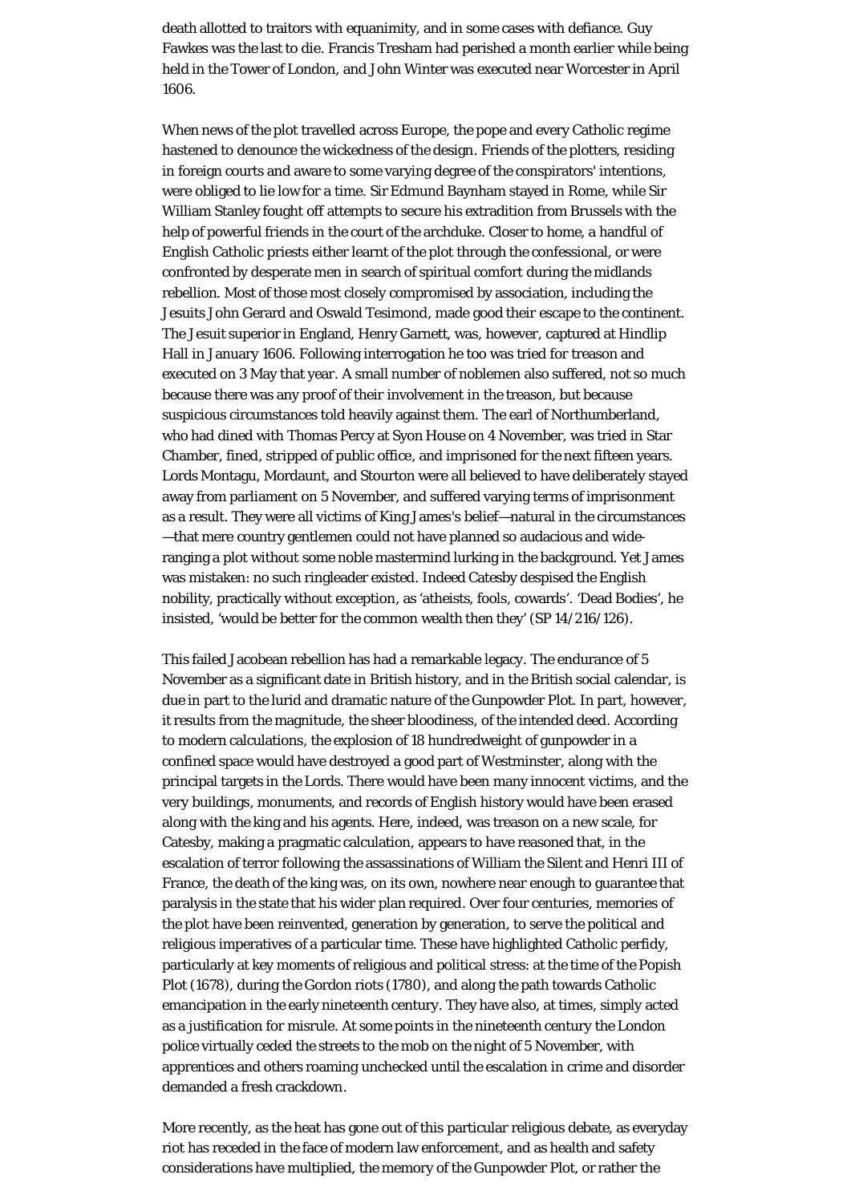death allotted to traitors with equanimity, and in some cases with defiance. Guy Fawkes was the last to die. Francis Tresham had perished a month earlier while being held in the Tower of London, and John Winter was executed near Worcester in April 1606.

When news of the plot travelled across Europe, the pope and every Catholic regime hastened to denounce the wickedness of the design. Friends of the plotters, residing in foreign courts and aware to some varying degree of the conspirators' intentions, were obliged to lie low for a time. Sir Edmund Baynham stayed in Rome, while Sir William Stanley fought off attempts to secure his extradition from Brussels with the help of powerful friends in the court of the archduke. Closer to home, a handful of English Catholic priests either learnt of the plot through the confessional, or were confronted by desperate men in search of spiritual comfort during the midlands rebellion. Most of those most closely compromised by association, including the Jesuits John Gerard and Oswald Tesimond, made good their escape to the continent. The Jesuit superior in England, Henry Garnett, was, however, captured at Hindlip Hall in January 1606. Following interrogation he too was tried for treason and executed on 3 May that year. A small number of noblemen also suffered, not so much because there was any proof of their involvement in the treason, but because suspicious circumstances told heavily against them. The earl of Northumberland, who had dined with Thomas Percy at Syon House on 4 November, was tried in Star Chamber, fined, stripped of public office, and imprisoned for the next fifteen years. Lords Montagu, Mordaunt, and Stourton were all believed to have deliberately stayed away from parliament on 5 November, and suffered varying terms of imprisonment as a result. They were all victims of King James's belief—natural in the circumstances—that mere country gentlemen could not have planned so audacious and wide-ranging a plot without some noble mastermind lurking in the background. Yet James was mistaken: no such ringleader existed. Indeed Catesby despised the English nobility, practically without exception, as 'atheists, fools, cowards'. 'Dead Bodies', he insisted, 'would be better for the common wealth then they' (SP 14/216/126).

This failed Jacobean rebellion has had a remarkable legacy. The endurance of 5 November as a significant date in British history, and in the British social calendar, is due in part to the lurid and dramatic nature of the Gunpowder Plot. In part, however, it results from the magnitude, the sheer bloodiness, of the intended deed. According to modern calculations, the explosion of 18 hundredweight of gunpowder in a confined space would have destroyed a good part of Westminster, along with the principal targets in the Lords. There would have been many innocent victims, and the very buildings, monuments, and records of English history would have been erased along with the king and his agents. Here, indeed, was treason on a new scale, for Catesby, making a pragmatic calculation, appears to have reasoned that, in the escalation of terror following the assassinations of William the Silent and Henri III of France, the death of the king was, on its own, nowhere near enough to guarantee that paralysis in the state that his wider plan required. Over four centuries, memories of the plot have been reinvented, generation by generation, to serve the political and religious imperatives of a particular time. These have highlighted Catholic perfidy, particularly at key moments of religious and political stress: at the time of the Popish Plot (1678), during the Gordon riots (1780), and along the path towards Catholic emancipation in the early nineteenth century. They have also, at times, simply acted as a justification for misrule. At some points in the nineteenth century the London police virtually ceded the streets to the mob on the night of 5 November, with apprentices and others roaming unchecked until the escalation in crime and disorder demanded a fresh crackdown.

More recently, as the heat has gone out of this particular religious debate, as everyday riot has receded in the face of modern law enforcement, and as health and safety considerations have multiplied, the memory of the Gunpowder Plot, or rather the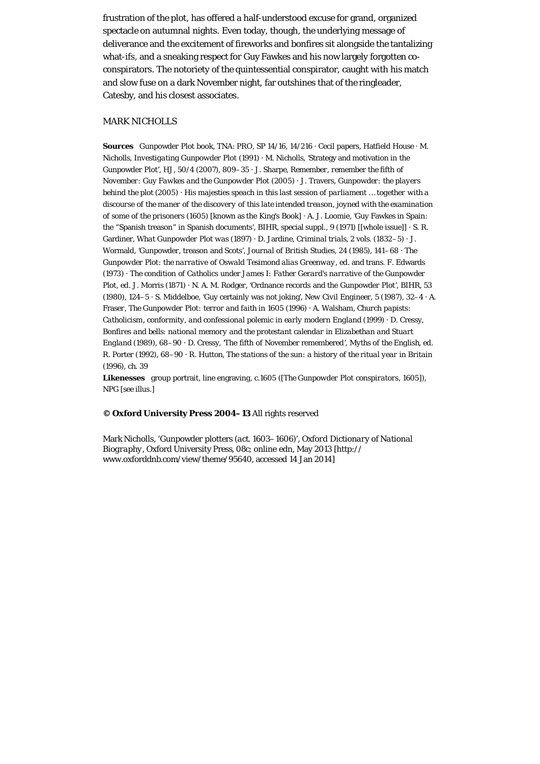frustration of the plot, has offered a half-understood excuse for grand, organized spectacle on autumnal nights. Even today, though, the underlying message of deliverance and the excitement of fireworks and bonfires sit alongside the tantalizing what-ifs, and a sneaking respect for Guy Fawkes and his now largely forgotten co-conspirators. The notoriety of the quintessential conspirator, caught with his match and slow fuse on a dark November night, far outshines that of the ringleader, Catesby, and his closest associates.

MARK NICHOLLS

**Sources** Gunpowder Plot book, TNA: PRO, SP 14/16, 14/216 · Cecil papers, Hatfield House · M. Nicholls, *Investigating Gunpowder Plot* (1991) · M. Nicholls, 'Strategy and motivation in the Gunpowder Plot', *HJ*, 50/4 (2007), 809–35 · J. Sharpe, *Remember, remember the fifth of November: Guy Fawkes and the Gunpowder Plot* (2005) · J. Travers, *Gunpowder: the players behind the plot* (2005) · *His majesties speach in this last session of parliament … together with a discourse of the maner of the discovery of this late intended treason, joyned with the examination of some of the prisoners* (1605) [known as the King's Book] · A. J. Loomie, 'Guy Fawkes in Spain: the "Spanish treason" in Spanish documents', *BIHR*, special suppl., 9 (1971) [[whole issue]] · S. R. Gardiner, *What Gunpowder Plot was* (1897) · D. Jardine, *Criminal trials*, 2 vols. (1832–5) · J. Wormald, 'Gunpowder, treason and Scots', *Journal of British Studies*, 24 (1985), 141–68 · *The Gunpowder Plot: the narrative of Oswald Tesimond alias Greenway*, ed. and trans. F. Edwards (1973) · *The condition of Catholics under James I: Father Gerard's narrative of the Gunpowder Plot*, ed. J. Morris (1871) · N. A. M. Rodger, 'Ordnance records and the Gunpowder Plot', *BIHR*, 53 (1980), 124–5 · S. Middelboe, 'Guy certainly was not joking', *New Civil Engineer*, 5 (1987), 32–4 · A. Fraser, *The Gunpowder Plot: terror and faith in 1605* (1996) · A. Walsham, *Church papists: Catholicism, conformity, and confessional polemic in early modern England* (1999) · D. Cressy, *Bonfires and bells: national memory and the protestant calendar in Elizabethan and Stuart England* (1989), 68–90 · D. Cressy, 'The fifth of November remembered', *Myths of the English*, ed. R. Porter (1992), 68–90 · R. Hutton, *The stations of the sun: a history of the ritual year in Britain* (1996), ch. 39

**Likenesses** group portrait, line engraving, c.1605 ([*The Gunpowder Plot conspirators, 1605*]), NPG [*see illus.*]

**© Oxford University Press 2004–13** All rights reserved

Mark Nicholls, 'Gunpowder plotters (*act.* 1603–1606)', *Oxford Dictionary of National Biography*, Oxford University Press, 08c; online edn, May 2013 [http://www.oxforddnb.com/view/theme/95640, accessed 14 Jan 2014]